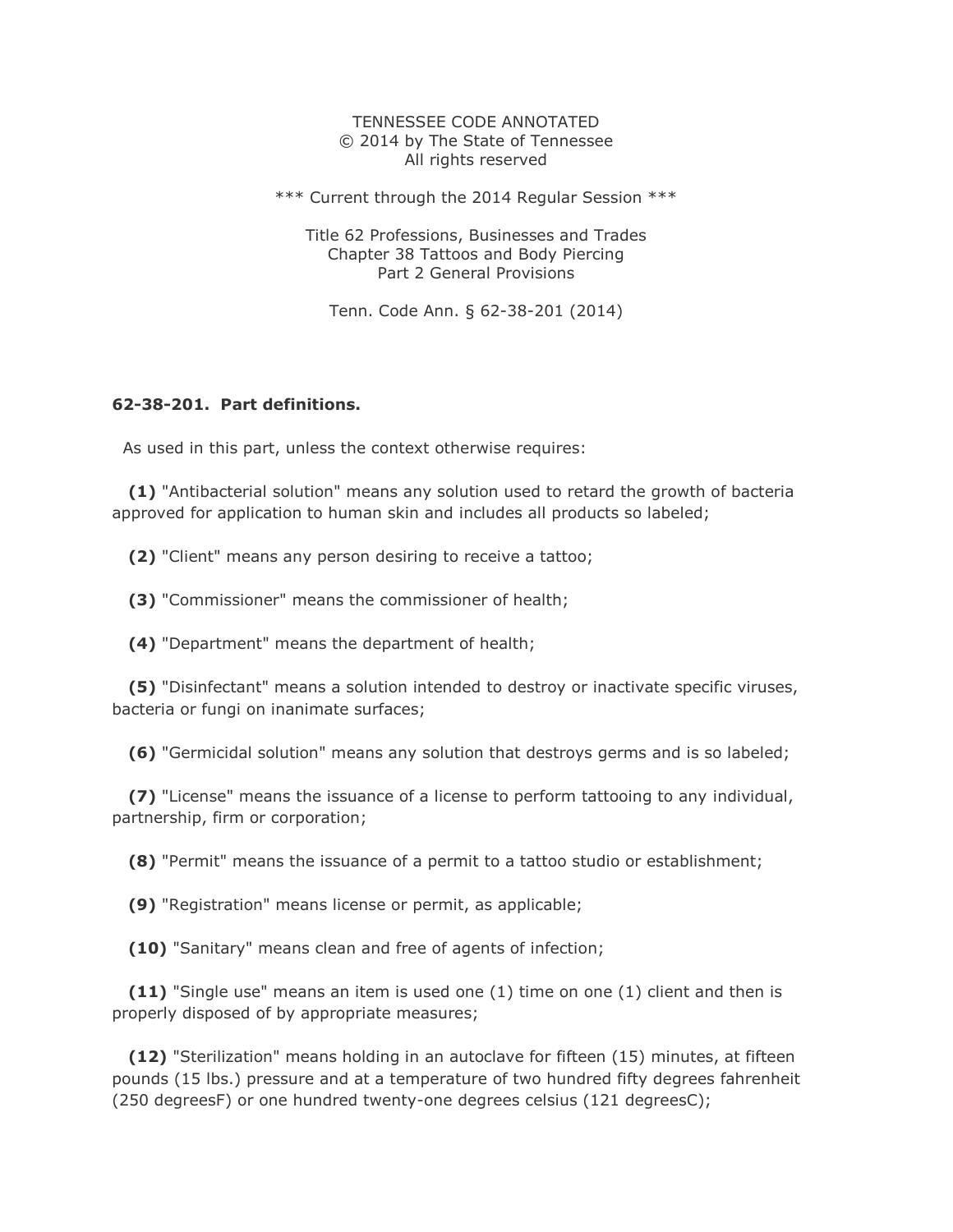TENNESSEE CODE ANNOTATED
© 2014 by The State of Tennessee
All rights reserved

*** Current through the 2014 Regular Session ***

Title 62 Professions, Businesses and Trades
Chapter 38 Tattoos and Body Piercing
Part 2 General Provisions

Tenn. Code Ann. § 62-38-201 (2014)

**62-38-201. Part definitions.**

As used in this part, unless the context otherwise requires:

**(1)** "Antibacterial solution" means any solution used to retard the growth of bacteria approved for application to human skin and includes all products so labeled;

**(2)** "Client" means any person desiring to receive a tattoo;

**(3)** "Commissioner" means the commissioner of health;

**(4)** "Department" means the department of health;

**(5)** "Disinfectant" means a solution intended to destroy or inactivate specific viruses, bacteria or fungi on inanimate surfaces;

**(6)** "Germicidal solution" means any solution that destroys germs and is so labeled;

**(7)** "License" means the issuance of a license to perform tattooing to any individual, partnership, firm or corporation;

**(8)** "Permit" means the issuance of a permit to a tattoo studio or establishment;

**(9)** "Registration" means license or permit, as applicable;

**(10)** "Sanitary" means clean and free of agents of infection;

**(11)** "Single use" means an item is used one (1) time on one (1) client and then is properly disposed of by appropriate measures;

**(12)** "Sterilization" means holding in an autoclave for fifteen (15) minutes, at fifteen pounds (15 lbs.) pressure and at a temperature of two hundred fifty degrees fahrenheit (250 degreesF) or one hundred twenty-one degrees celsius (121 degreesC);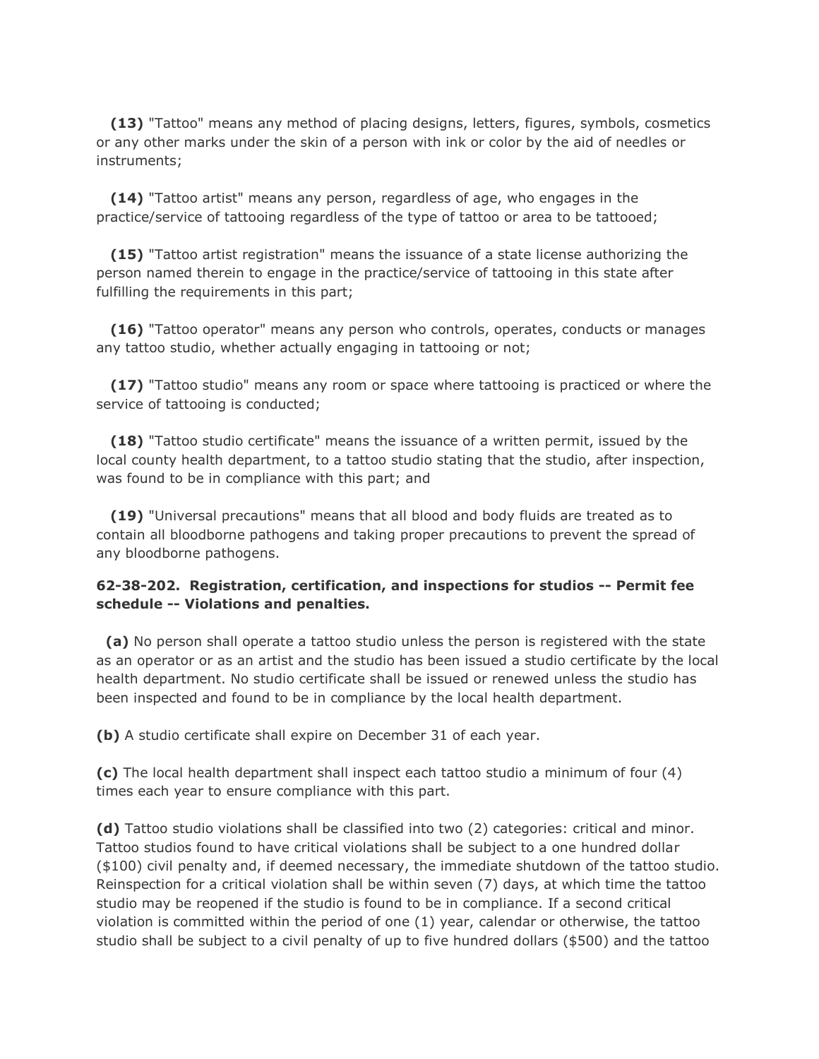**(13)** "Tattoo" means any method of placing designs, letters, figures, symbols, cosmetics or any other marks under the skin of a person with ink or color by the aid of needles or instruments;

**(14)** "Tattoo artist" means any person, regardless of age, who engages in the practice/service of tattooing regardless of the type of tattoo or area to be tattooed;

**(15)** "Tattoo artist registration" means the issuance of a state license authorizing the person named therein to engage in the practice/service of tattooing in this state after fulfilling the requirements in this part;

**(16)** "Tattoo operator" means any person who controls, operates, conducts or manages any tattoo studio, whether actually engaging in tattooing or not;

**(17)** "Tattoo studio" means any room or space where tattooing is practiced or where the service of tattooing is conducted;

**(18)** "Tattoo studio certificate" means the issuance of a written permit, issued by the local county health department, to a tattoo studio stating that the studio, after inspection, was found to be in compliance with this part; and

**(19)** "Universal precautions" means that all blood and body fluids are treated as to contain all bloodborne pathogens and taking proper precautions to prevent the spread of any bloodborne pathogens.

**62-38-202. Registration, certification, and inspections for studios -- Permit fee schedule -- Violations and penalties.**

**(a)** No person shall operate a tattoo studio unless the person is registered with the state as an operator or as an artist and the studio has been issued a studio certificate by the local health department. No studio certificate shall be issued or renewed unless the studio has been inspected and found to be in compliance by the local health department.

**(b)** A studio certificate shall expire on December 31 of each year.

**(c)** The local health department shall inspect each tattoo studio a minimum of four (4) times each year to ensure compliance with this part.

**(d)** Tattoo studio violations shall be classified into two (2) categories: critical and minor. Tattoo studios found to have critical violations shall be subject to a one hundred dollar ($100) civil penalty and, if deemed necessary, the immediate shutdown of the tattoo studio. Reinspection for a critical violation shall be within seven (7) days, at which time the tattoo studio may be reopened if the studio is found to be in compliance. If a second critical violation is committed within the period of one (1) year, calendar or otherwise, the tattoo studio shall be subject to a civil penalty of up to five hundred dollars ($500) and the tattoo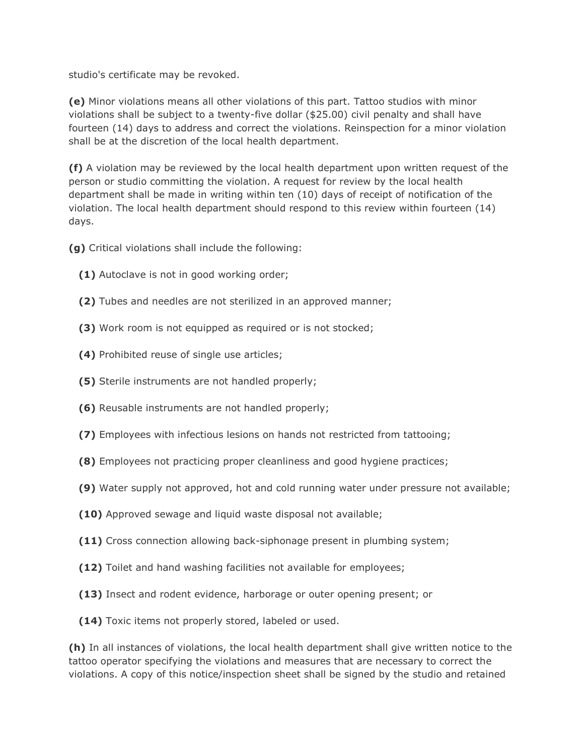studio's certificate may be revoked.

**(e)** Minor violations means all other violations of this part. Tattoo studios with minor violations shall be subject to a twenty-five dollar ($25.00) civil penalty and shall have fourteen (14) days to address and correct the violations. Reinspection for a minor violation shall be at the discretion of the local health department.

**(f)** A violation may be reviewed by the local health department upon written request of the person or studio committing the violation. A request for review by the local health department shall be made in writing within ten (10) days of receipt of notification of the violation. The local health department should respond to this review within fourteen (14) days.

**(g)** Critical violations shall include the following:

**(1)** Autoclave is not in good working order;

**(2)** Tubes and needles are not sterilized in an approved manner;

**(3)** Work room is not equipped as required or is not stocked;

**(4)** Prohibited reuse of single use articles;

**(5)** Sterile instruments are not handled properly;

**(6)** Reusable instruments are not handled properly;

**(7)** Employees with infectious lesions on hands not restricted from tattooing;

**(8)** Employees not practicing proper cleanliness and good hygiene practices;

**(9)** Water supply not approved, hot and cold running water under pressure not available;

**(10)** Approved sewage and liquid waste disposal not available;

**(11)** Cross connection allowing back-siphonage present in plumbing system;

**(12)** Toilet and hand washing facilities not available for employees;

**(13)** Insect and rodent evidence, harborage or outer opening present; or

**(14)** Toxic items not properly stored, labeled or used.

**(h)** In all instances of violations, the local health department shall give written notice to the tattoo operator specifying the violations and measures that are necessary to correct the violations. A copy of this notice/inspection sheet shall be signed by the studio and retained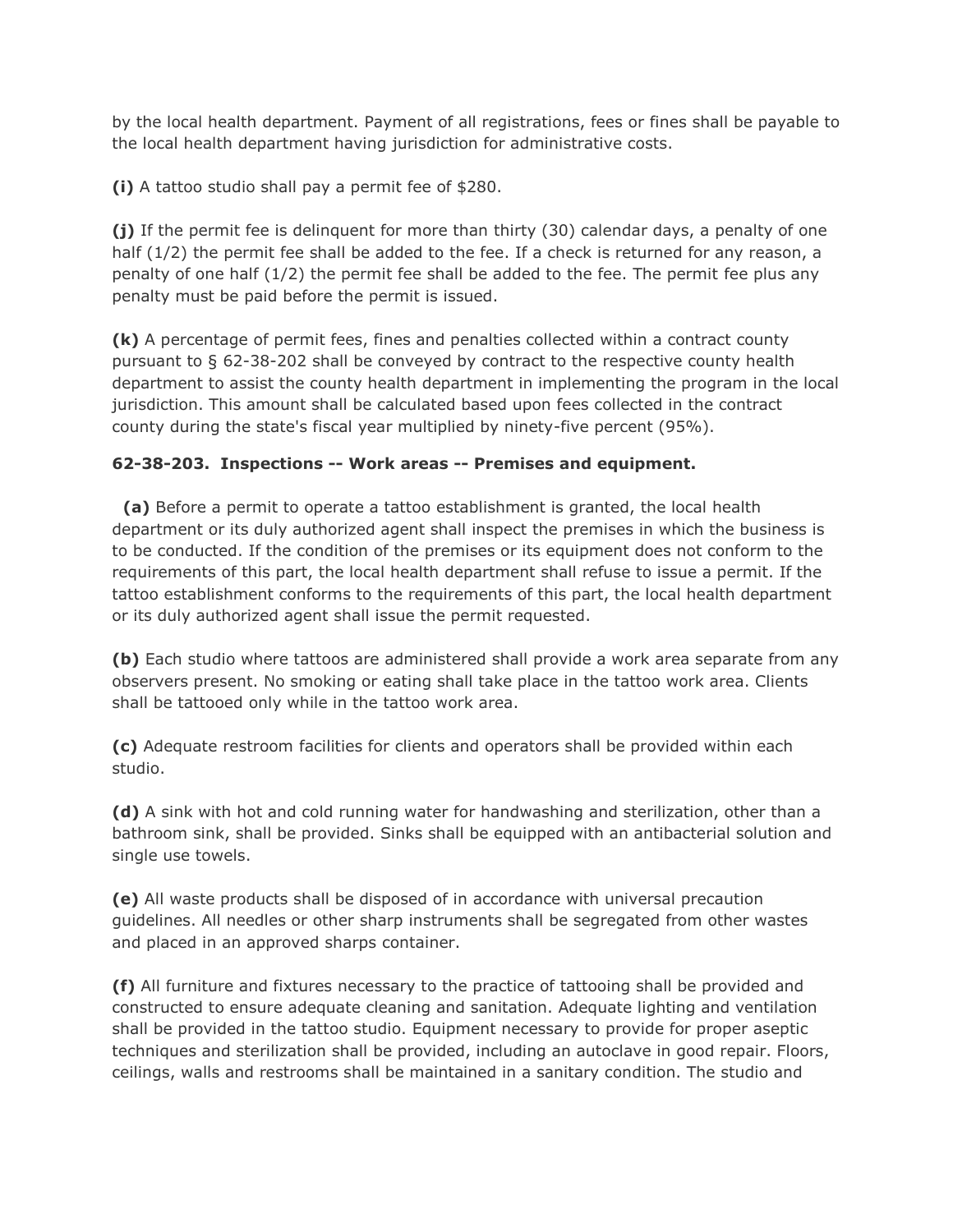by the local health department. Payment of all registrations, fees or fines shall be payable to the local health department having jurisdiction for administrative costs.

**(i)** A tattoo studio shall pay a permit fee of $280.

**(j)** If the permit fee is delinquent for more than thirty (30) calendar days, a penalty of one half (1/2) the permit fee shall be added to the fee. If a check is returned for any reason, a penalty of one half (1/2) the permit fee shall be added to the fee. The permit fee plus any penalty must be paid before the permit is issued.

**(k)** A percentage of permit fees, fines and penalties collected within a contract county pursuant to § 62-38-202 shall be conveyed by contract to the respective county health department to assist the county health department in implementing the program in the local jurisdiction. This amount shall be calculated based upon fees collected in the contract county during the state's fiscal year multiplied by ninety-five percent (95%).

**62-38-203. Inspections -- Work areas -- Premises and equipment.**

**(a)** Before a permit to operate a tattoo establishment is granted, the local health department or its duly authorized agent shall inspect the premises in which the business is to be conducted. If the condition of the premises or its equipment does not conform to the requirements of this part, the local health department shall refuse to issue a permit. If the tattoo establishment conforms to the requirements of this part, the local health department or its duly authorized agent shall issue the permit requested.

**(b)** Each studio where tattoos are administered shall provide a work area separate from any observers present. No smoking or eating shall take place in the tattoo work area. Clients shall be tattooed only while in the tattoo work area.

**(c)** Adequate restroom facilities for clients and operators shall be provided within each studio.

**(d)** A sink with hot and cold running water for handwashing and sterilization, other than a bathroom sink, shall be provided. Sinks shall be equipped with an antibacterial solution and single use towels.

**(e)** All waste products shall be disposed of in accordance with universal precaution guidelines. All needles or other sharp instruments shall be segregated from other wastes and placed in an approved sharps container.

**(f)** All furniture and fixtures necessary to the practice of tattooing shall be provided and constructed to ensure adequate cleaning and sanitation. Adequate lighting and ventilation shall be provided in the tattoo studio. Equipment necessary to provide for proper aseptic techniques and sterilization shall be provided, including an autoclave in good repair. Floors, ceilings, walls and restrooms shall be maintained in a sanitary condition. The studio and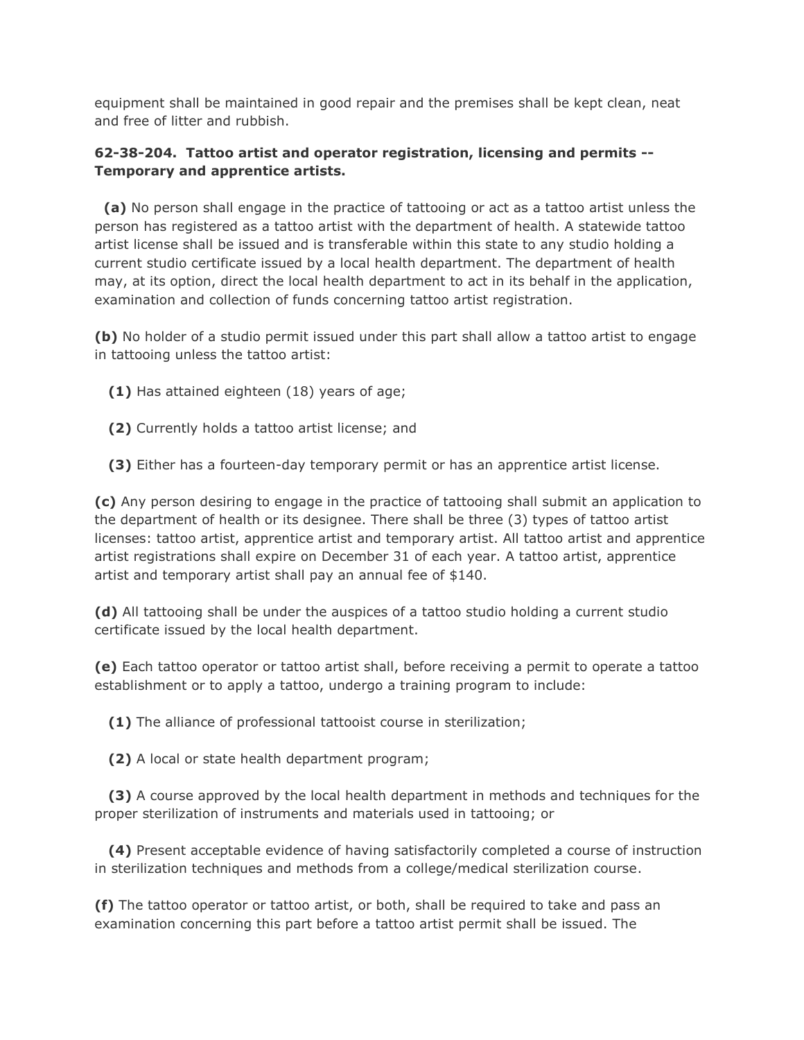equipment shall be maintained in good repair and the premises shall be kept clean, neat and free of litter and rubbish.

**62-38-204. Tattoo artist and operator registration, licensing and permits -- Temporary and apprentice artists.**

**(a)** No person shall engage in the practice of tattooing or act as a tattoo artist unless the person has registered as a tattoo artist with the department of health. A statewide tattoo artist license shall be issued and is transferable within this state to any studio holding a current studio certificate issued by a local health department. The department of health may, at its option, direct the local health department to act in its behalf in the application, examination and collection of funds concerning tattoo artist registration.

**(b)** No holder of a studio permit issued under this part shall allow a tattoo artist to engage in tattooing unless the tattoo artist:

**(1)** Has attained eighteen (18) years of age;

**(2)** Currently holds a tattoo artist license; and

**(3)** Either has a fourteen-day temporary permit or has an apprentice artist license.

**(c)** Any person desiring to engage in the practice of tattooing shall submit an application to the department of health or its designee. There shall be three (3) types of tattoo artist licenses: tattoo artist, apprentice artist and temporary artist. All tattoo artist and apprentice artist registrations shall expire on December 31 of each year. A tattoo artist, apprentice artist and temporary artist shall pay an annual fee of $140.

**(d)** All tattooing shall be under the auspices of a tattoo studio holding a current studio certificate issued by the local health department.

**(e)** Each tattoo operator or tattoo artist shall, before receiving a permit to operate a tattoo establishment or to apply a tattoo, undergo a training program to include:

**(1)** The alliance of professional tattooist course in sterilization;

**(2)** A local or state health department program;

**(3)** A course approved by the local health department in methods and techniques for the proper sterilization of instruments and materials used in tattooing; or

**(4)** Present acceptable evidence of having satisfactorily completed a course of instruction in sterilization techniques and methods from a college/medical sterilization course.

**(f)** The tattoo operator or tattoo artist, or both, shall be required to take and pass an examination concerning this part before a tattoo artist permit shall be issued. The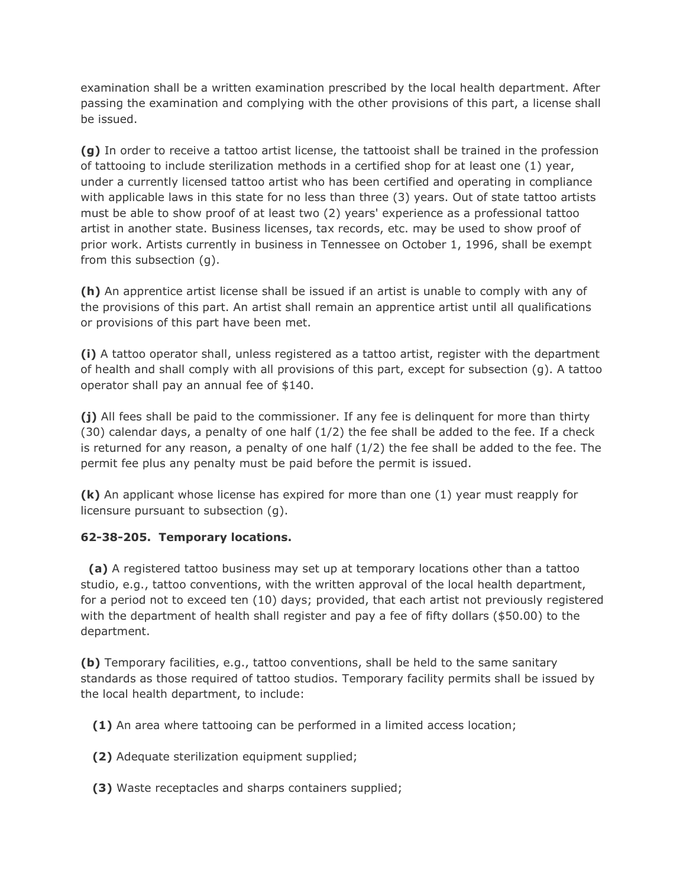examination shall be a written examination prescribed by the local health department. After passing the examination and complying with the other provisions of this part, a license shall be issued.

**(g)** In order to receive a tattoo artist license, the tattooist shall be trained in the profession of tattooing to include sterilization methods in a certified shop for at least one (1) year, under a currently licensed tattoo artist who has been certified and operating in compliance with applicable laws in this state for no less than three (3) years. Out of state tattoo artists must be able to show proof of at least two (2) years' experience as a professional tattoo artist in another state. Business licenses, tax records, etc. may be used to show proof of prior work. Artists currently in business in Tennessee on October 1, 1996, shall be exempt from this subsection (g).

**(h)** An apprentice artist license shall be issued if an artist is unable to comply with any of the provisions of this part. An artist shall remain an apprentice artist until all qualifications or provisions of this part have been met.

**(i)** A tattoo operator shall, unless registered as a tattoo artist, register with the department of health and shall comply with all provisions of this part, except for subsection (g). A tattoo operator shall pay an annual fee of $140.

**(j)** All fees shall be paid to the commissioner. If any fee is delinquent for more than thirty (30) calendar days, a penalty of one half (1/2) the fee shall be added to the fee. If a check is returned for any reason, a penalty of one half (1/2) the fee shall be added to the fee. The permit fee plus any penalty must be paid before the permit is issued.

**(k)** An applicant whose license has expired for more than one (1) year must reapply for licensure pursuant to subsection (g).

**62-38-205. Temporary locations.**

**(a)** A registered tattoo business may set up at temporary locations other than a tattoo studio, e.g., tattoo conventions, with the written approval of the local health department, for a period not to exceed ten (10) days; provided, that each artist not previously registered with the department of health shall register and pay a fee of fifty dollars ($50.00) to the department.

**(b)** Temporary facilities, e.g., tattoo conventions, shall be held to the same sanitary standards as those required of tattoo studios. Temporary facility permits shall be issued by the local health department, to include:

**(1)** An area where tattooing can be performed in a limited access location;

**(2)** Adequate sterilization equipment supplied;

**(3)** Waste receptacles and sharps containers supplied;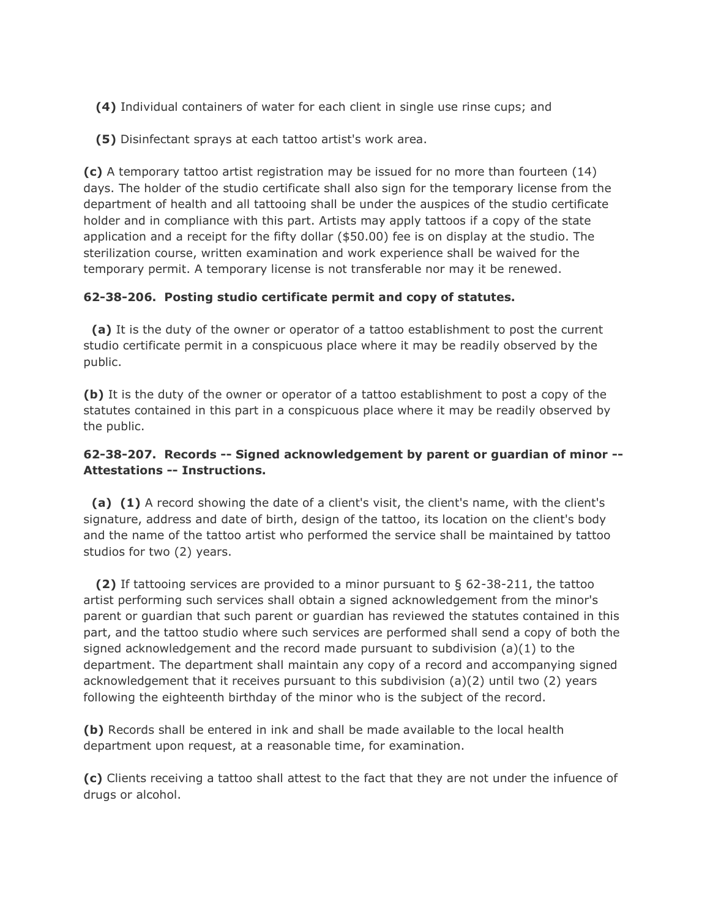**(4)** Individual containers of water for each client in single use rinse cups; and

**(5)** Disinfectant sprays at each tattoo artist's work area.

**(c)** A temporary tattoo artist registration may be issued for no more than fourteen (14) days. The holder of the studio certificate shall also sign for the temporary license from the department of health and all tattooing shall be under the auspices of the studio certificate holder and in compliance with this part. Artists may apply tattoos if a copy of the state application and a receipt for the fifty dollar ($50.00) fee is on display at the studio. The sterilization course, written examination and work experience shall be waived for the temporary permit. A temporary license is not transferable nor may it be renewed.

**62-38-206. Posting studio certificate permit and copy of statutes.**

**(a)** It is the duty of the owner or operator of a tattoo establishment to post the current studio certificate permit in a conspicuous place where it may be readily observed by the public.

**(b)** It is the duty of the owner or operator of a tattoo establishment to post a copy of the statutes contained in this part in a conspicuous place where it may be readily observed by the public.

**62-38-207. Records -- Signed acknowledgement by parent or guardian of minor -- Attestations -- Instructions.**

**(a)** **(1)** A record showing the date of a client's visit, the client's name, with the client's signature, address and date of birth, design of the tattoo, its location on the client's body and the name of the tattoo artist who performed the service shall be maintained by tattoo studios for two (2) years.

**(2)** If tattooing services are provided to a minor pursuant to § 62-38-211, the tattoo artist performing such services shall obtain a signed acknowledgement from the minor's parent or guardian that such parent or guardian has reviewed the statutes contained in this part, and the tattoo studio where such services are performed shall send a copy of both the signed acknowledgement and the record made pursuant to subdivision (a)(1) to the department. The department shall maintain any copy of a record and accompanying signed acknowledgement that it receives pursuant to this subdivision (a)(2) until two (2) years following the eighteenth birthday of the minor who is the subject of the record.

**(b)** Records shall be entered in ink and shall be made available to the local health department upon request, at a reasonable time, for examination.

**(c)** Clients receiving a tattoo shall attest to the fact that they are not under the infuence of drugs or alcohol.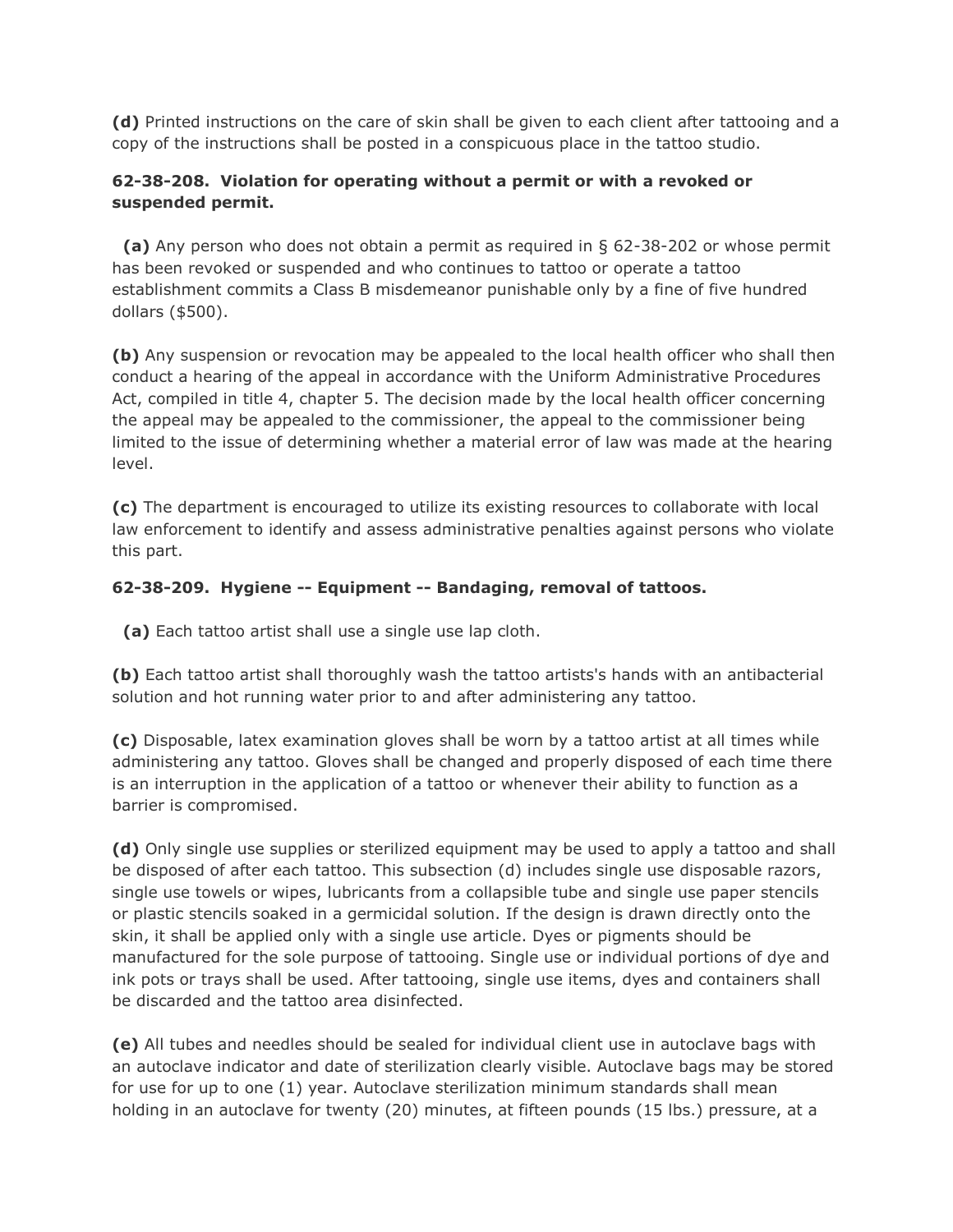**(d)** Printed instructions on the care of skin shall be given to each client after tattooing and a copy of the instructions shall be posted in a conspicuous place in the tattoo studio.

**62-38-208. Violation for operating without a permit or with a revoked or suspended permit.**

**(a)** Any person who does not obtain a permit as required in § 62-38-202 or whose permit has been revoked or suspended and who continues to tattoo or operate a tattoo establishment commits a Class B misdemeanor punishable only by a fine of five hundred dollars ($500).

**(b)** Any suspension or revocation may be appealed to the local health officer who shall then conduct a hearing of the appeal in accordance with the Uniform Administrative Procedures Act, compiled in title 4, chapter 5. The decision made by the local health officer concerning the appeal may be appealed to the commissioner, the appeal to the commissioner being limited to the issue of determining whether a material error of law was made at the hearing level.

**(c)** The department is encouraged to utilize its existing resources to collaborate with local law enforcement to identify and assess administrative penalties against persons who violate this part.

**62-38-209. Hygiene -- Equipment -- Bandaging, removal of tattoos.**

**(a)** Each tattoo artist shall use a single use lap cloth.

**(b)** Each tattoo artist shall thoroughly wash the tattoo artists's hands with an antibacterial solution and hot running water prior to and after administering any tattoo.

**(c)** Disposable, latex examination gloves shall be worn by a tattoo artist at all times while administering any tattoo. Gloves shall be changed and properly disposed of each time there is an interruption in the application of a tattoo or whenever their ability to function as a barrier is compromised.

**(d)** Only single use supplies or sterilized equipment may be used to apply a tattoo and shall be disposed of after each tattoo. This subsection (d) includes single use disposable razors, single use towels or wipes, lubricants from a collapsible tube and single use paper stencils or plastic stencils soaked in a germicidal solution. If the design is drawn directly onto the skin, it shall be applied only with a single use article. Dyes or pigments should be manufactured for the sole purpose of tattooing. Single use or individual portions of dye and ink pots or trays shall be used. After tattooing, single use items, dyes and containers shall be discarded and the tattoo area disinfected.

**(e)** All tubes and needles should be sealed for individual client use in autoclave bags with an autoclave indicator and date of sterilization clearly visible. Autoclave bags may be stored for use for up to one (1) year. Autoclave sterilization minimum standards shall mean holding in an autoclave for twenty (20) minutes, at fifteen pounds (15 lbs.) pressure, at a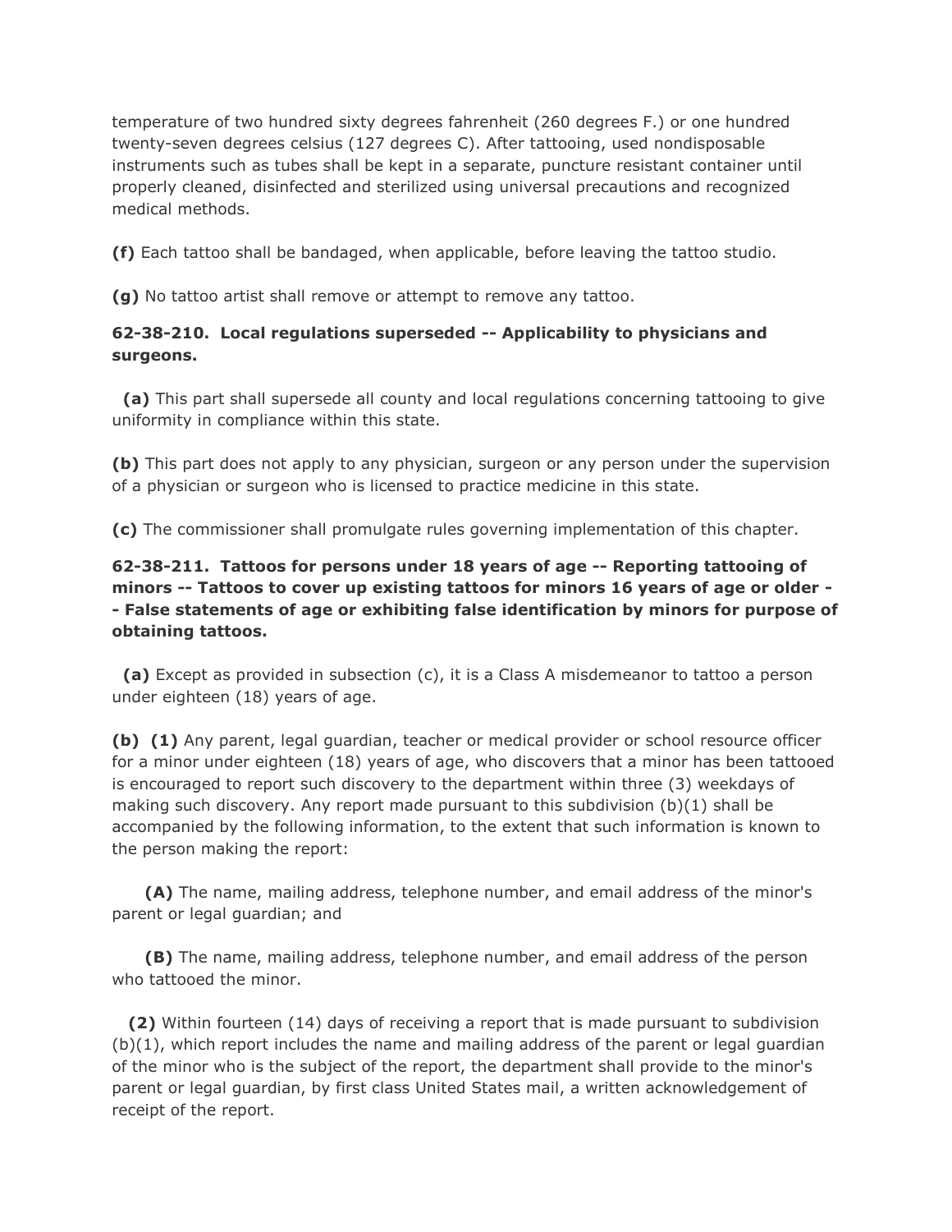temperature of two hundred sixty degrees fahrenheit (260 degrees F.) or one hundred twenty-seven degrees celsius (127 degrees C). After tattooing, used nondisposable instruments such as tubes shall be kept in a separate, puncture resistant container until properly cleaned, disinfected and sterilized using universal precautions and recognized medical methods.

**(f)** Each tattoo shall be bandaged, when applicable, before leaving the tattoo studio.

**(g)** No tattoo artist shall remove or attempt to remove any tattoo.

**62-38-210. Local regulations superseded -- Applicability to physicians and surgeons.**

**(a)** This part shall supersede all county and local regulations concerning tattooing to give uniformity in compliance within this state.

**(b)** This part does not apply to any physician, surgeon or any person under the supervision of a physician or surgeon who is licensed to practice medicine in this state.

**(c)** The commissioner shall promulgate rules governing implementation of this chapter.

**62-38-211. Tattoos for persons under 18 years of age -- Reporting tattooing of minors -- Tattoos to cover up existing tattoos for minors 16 years of age or older -- False statements of age or exhibiting false identification by minors for purpose of obtaining tattoos.**

**(a)** Except as provided in subsection (c), it is a Class A misdemeanor to tattoo a person under eighteen (18) years of age.

**(b) (1)** Any parent, legal guardian, teacher or medical provider or school resource officer for a minor under eighteen (18) years of age, who discovers that a minor has been tattooed is encouraged to report such discovery to the department within three (3) weekdays of making such discovery. Any report made pursuant to this subdivision (b)(1) shall be accompanied by the following information, to the extent that such information is known to the person making the report:

**(A)** The name, mailing address, telephone number, and email address of the minor's parent or legal guardian; and

**(B)** The name, mailing address, telephone number, and email address of the person who tattooed the minor.

**(2)** Within fourteen (14) days of receiving a report that is made pursuant to subdivision (b)(1), which report includes the name and mailing address of the parent or legal guardian of the minor who is the subject of the report, the department shall provide to the minor's parent or legal guardian, by first class United States mail, a written acknowledgement of receipt of the report.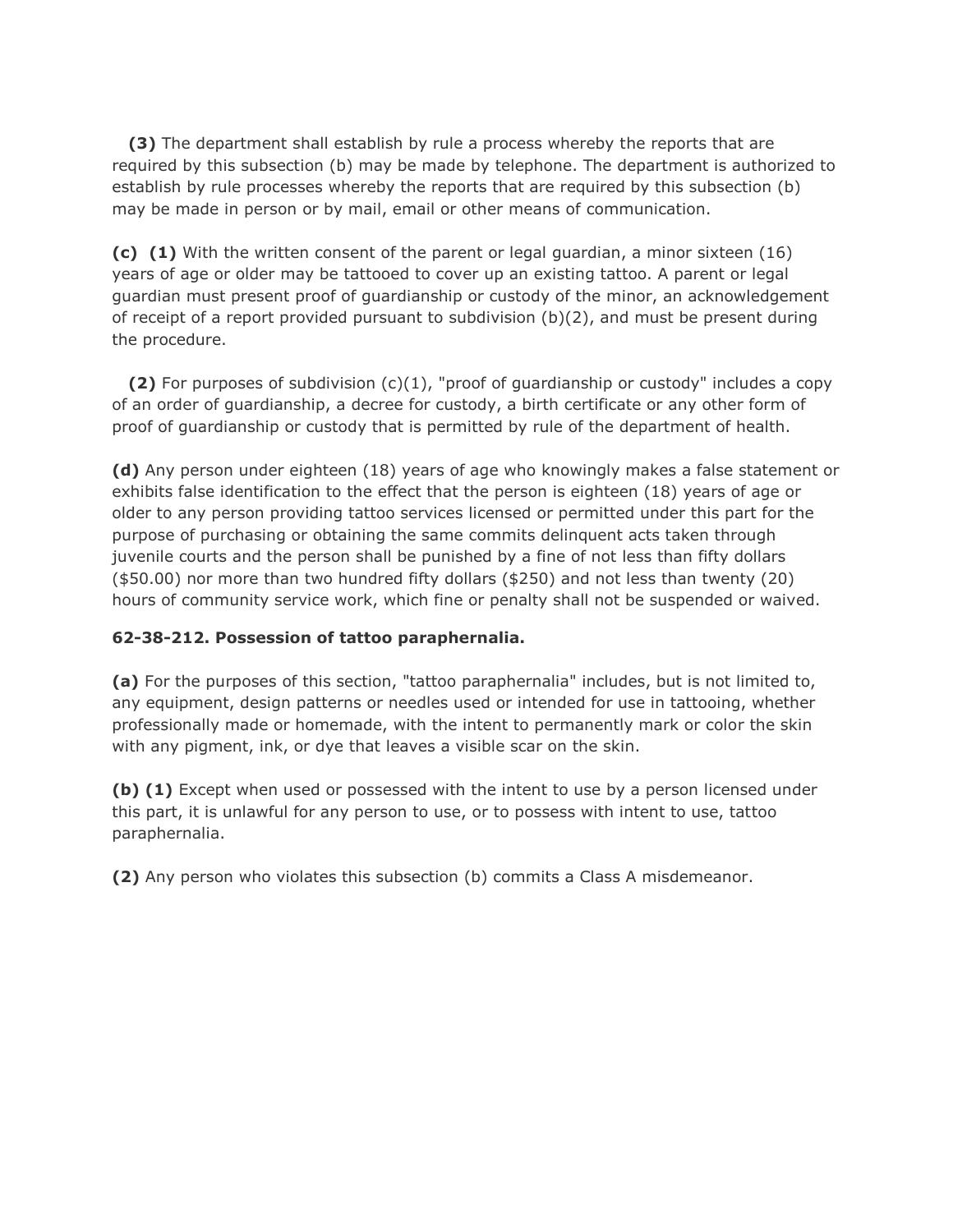**(3)** The department shall establish by rule a process whereby the reports that are required by this subsection (b) may be made by telephone. The department is authorized to establish by rule processes whereby the reports that are required by this subsection (b) may be made in person or by mail, email or other means of communication.

**(c) (1)** With the written consent of the parent or legal guardian, a minor sixteen (16) years of age or older may be tattooed to cover up an existing tattoo. A parent or legal guardian must present proof of guardianship or custody of the minor, an acknowledgement of receipt of a report provided pursuant to subdivision (b)(2), and must be present during the procedure.

**(2)** For purposes of subdivision (c)(1), "proof of guardianship or custody" includes a copy of an order of guardianship, a decree for custody, a birth certificate or any other form of proof of guardianship or custody that is permitted by rule of the department of health.

**(d)** Any person under eighteen (18) years of age who knowingly makes a false statement or exhibits false identification to the effect that the person is eighteen (18) years of age or older to any person providing tattoo services licensed or permitted under this part for the purpose of purchasing or obtaining the same commits delinquent acts taken through juvenile courts and the person shall be punished by a fine of not less than fifty dollars ($50.00) nor more than two hundred fifty dollars ($250) and not less than twenty (20) hours of community service work, which fine or penalty shall not be suspended or waived.

**62-38-212. Possession of tattoo paraphernalia.**

**(a)** For the purposes of this section, "tattoo paraphernalia" includes, but is not limited to, any equipment, design patterns or needles used or intended for use in tattooing, whether professionally made or homemade, with the intent to permanently mark or color the skin with any pigment, ink, or dye that leaves a visible scar on the skin.

**(b) (1)** Except when used or possessed with the intent to use by a person licensed under this part, it is unlawful for any person to use, or to possess with intent to use, tattoo paraphernalia.

**(2)** Any person who violates this subsection (b) commits a Class A misdemeanor.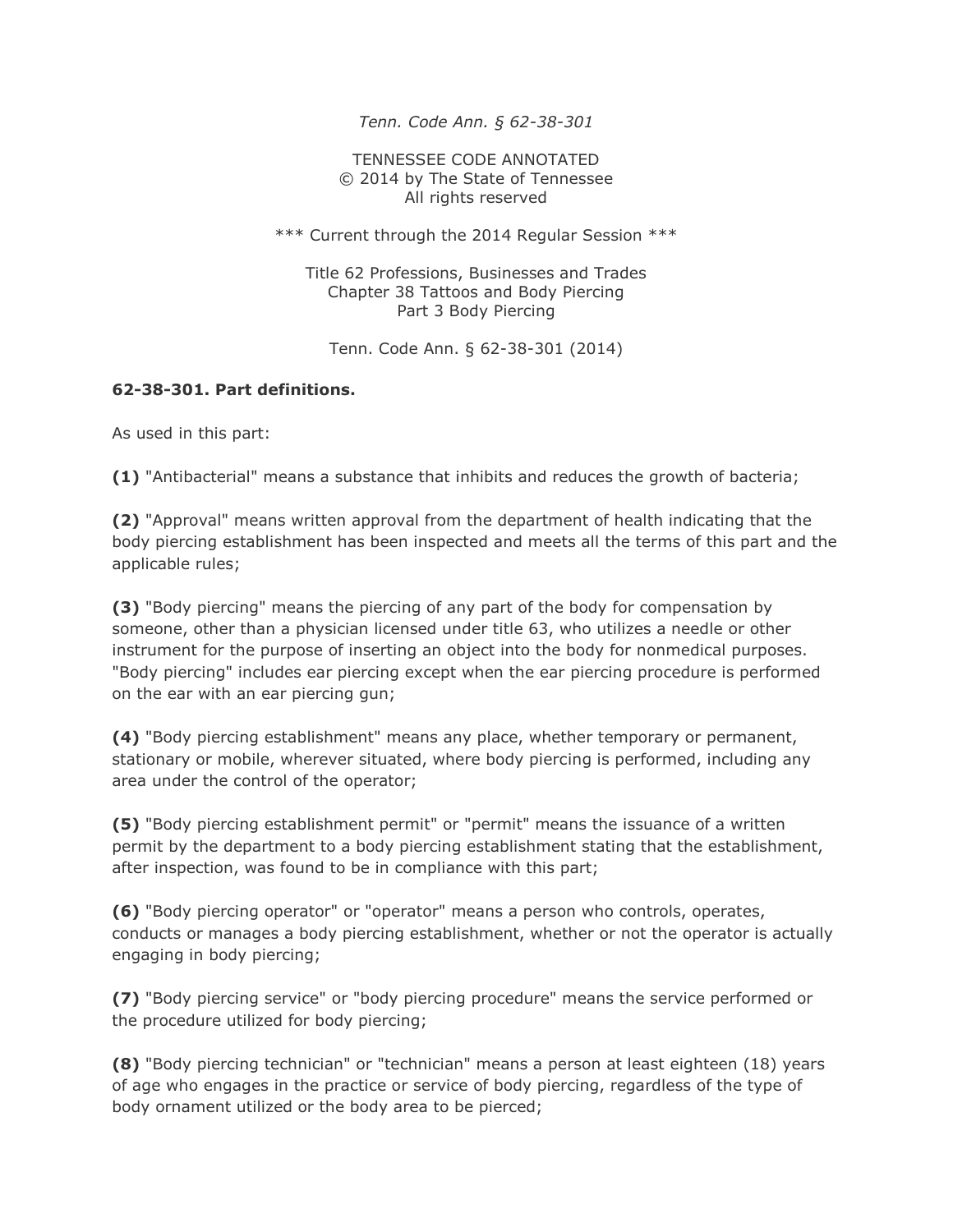*Tenn. Code Ann. § 62-38-301*

TENNESSEE CODE ANNOTATED
© 2014 by The State of Tennessee
All rights reserved

*** Current through the 2014 Regular Session ***

Title 62 Professions, Businesses and Trades
Chapter 38 Tattoos and Body Piercing
Part 3 Body Piercing

Tenn. Code Ann. § 62-38-301 (2014)

**62-38-301. Part definitions.**

As used in this part:

**(1)** "Antibacterial" means a substance that inhibits and reduces the growth of bacteria;

**(2)** "Approval" means written approval from the department of health indicating that the body piercing establishment has been inspected and meets all the terms of this part and the applicable rules;

**(3)** "Body piercing" means the piercing of any part of the body for compensation by someone, other than a physician licensed under title 63, who utilizes a needle or other instrument for the purpose of inserting an object into the body for nonmedical purposes. "Body piercing" includes ear piercing except when the ear piercing procedure is performed on the ear with an ear piercing gun;

**(4)** "Body piercing establishment" means any place, whether temporary or permanent, stationary or mobile, wherever situated, where body piercing is performed, including any area under the control of the operator;

**(5)** "Body piercing establishment permit" or "permit" means the issuance of a written permit by the department to a body piercing establishment stating that the establishment, after inspection, was found to be in compliance with this part;

**(6)** "Body piercing operator" or "operator" means a person who controls, operates, conducts or manages a body piercing establishment, whether or not the operator is actually engaging in body piercing;

**(7)** "Body piercing service" or "body piercing procedure" means the service performed or the procedure utilized for body piercing;

**(8)** "Body piercing technician" or "technician" means a person at least eighteen (18) years of age who engages in the practice or service of body piercing, regardless of the type of body ornament utilized or the body area to be pierced;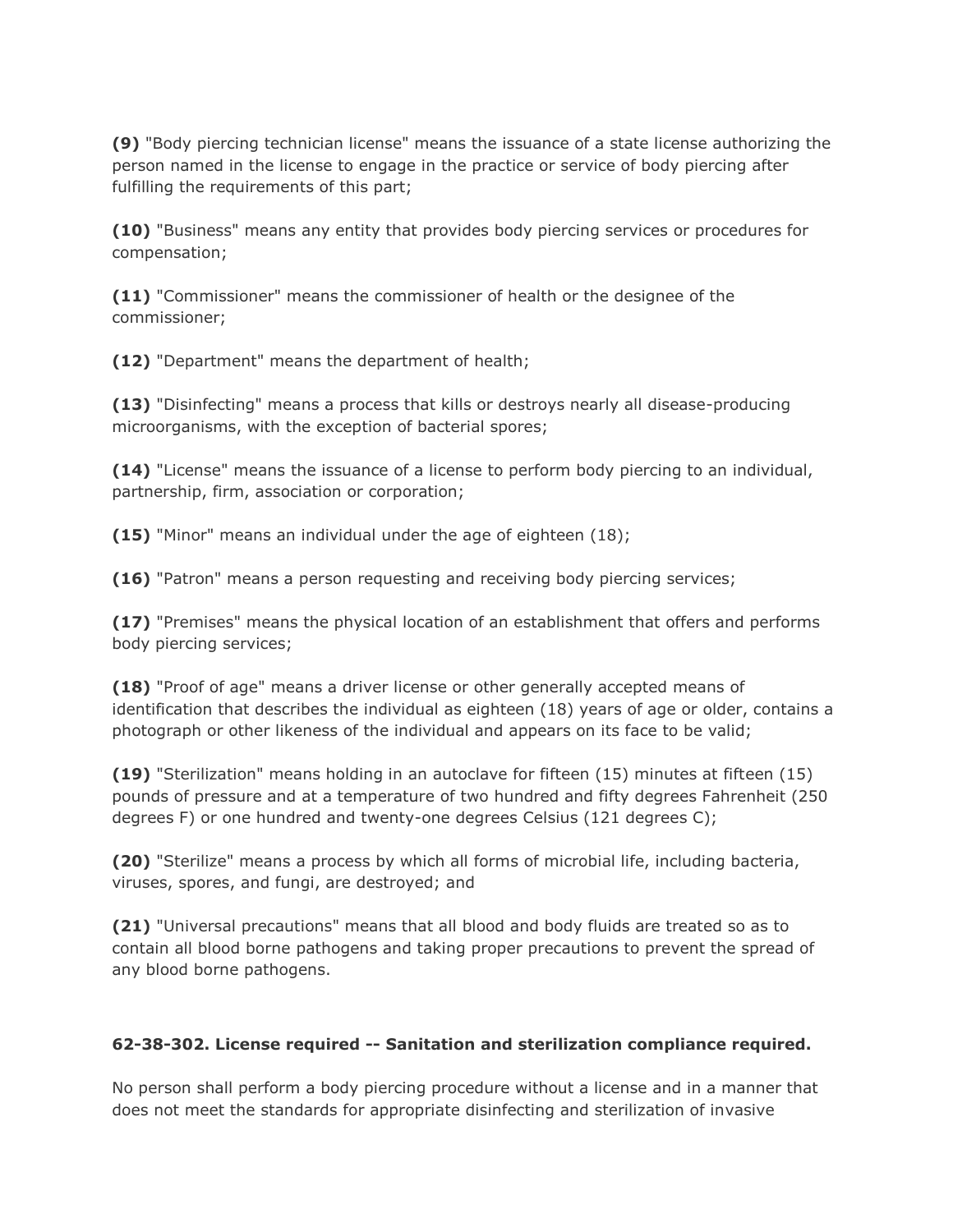**(9)** "Body piercing technician license" means the issuance of a state license authorizing the person named in the license to engage in the practice or service of body piercing after fulfilling the requirements of this part;

**(10)** "Business" means any entity that provides body piercing services or procedures for compensation;

**(11)** "Commissioner" means the commissioner of health or the designee of the commissioner;

**(12)** "Department" means the department of health;

**(13)** "Disinfecting" means a process that kills or destroys nearly all disease-producing microorganisms, with the exception of bacterial spores;

**(14)** "License" means the issuance of a license to perform body piercing to an individual, partnership, firm, association or corporation;

**(15)** "Minor" means an individual under the age of eighteen (18);

**(16)** "Patron" means a person requesting and receiving body piercing services;

**(17)** "Premises" means the physical location of an establishment that offers and performs body piercing services;

**(18)** "Proof of age" means a driver license or other generally accepted means of identification that describes the individual as eighteen (18) years of age or older, contains a photograph or other likeness of the individual and appears on its face to be valid;

**(19)** "Sterilization" means holding in an autoclave for fifteen (15) minutes at fifteen (15) pounds of pressure and at a temperature of two hundred and fifty degrees Fahrenheit (250 degrees F) or one hundred and twenty-one degrees Celsius (121 degrees C);

**(20)** "Sterilize" means a process by which all forms of microbial life, including bacteria, viruses, spores, and fungi, are destroyed; and

**(21)** "Universal precautions" means that all blood and body fluids are treated so as to contain all blood borne pathogens and taking proper precautions to prevent the spread of any blood borne pathogens.

**62-38-302. License required -- Sanitation and sterilization compliance required.**

No person shall perform a body piercing procedure without a license and in a manner that does not meet the standards for appropriate disinfecting and sterilization of invasive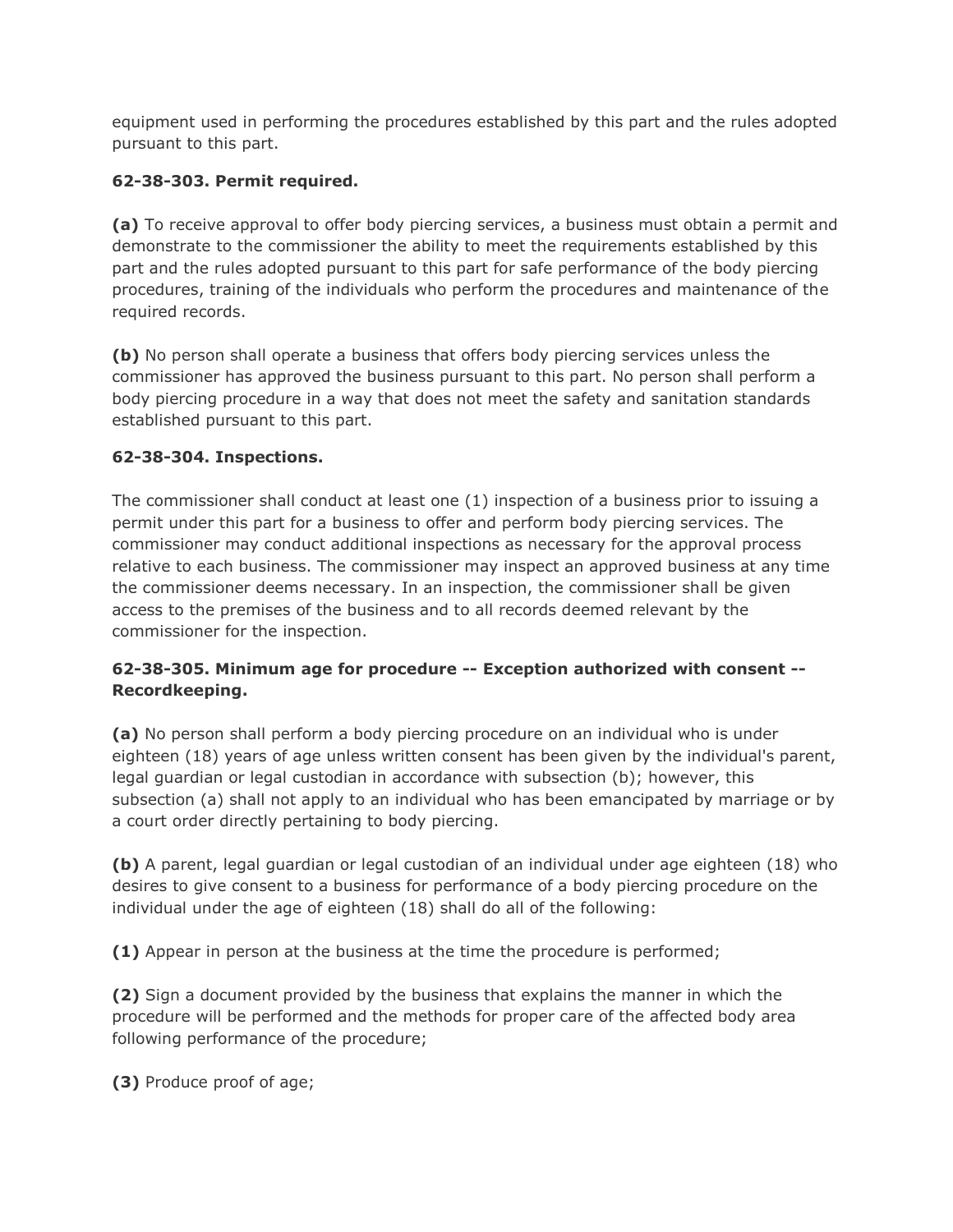equipment used in performing the procedures established by this part and the rules adopted pursuant to this part.

**62-38-303. Permit required.**

**(a)** To receive approval to offer body piercing services, a business must obtain a permit and demonstrate to the commissioner the ability to meet the requirements established by this part and the rules adopted pursuant to this part for safe performance of the body piercing procedures, training of the individuals who perform the procedures and maintenance of the required records.

**(b)** No person shall operate a business that offers body piercing services unless the commissioner has approved the business pursuant to this part. No person shall perform a body piercing procedure in a way that does not meet the safety and sanitation standards established pursuant to this part.

**62-38-304. Inspections.**

The commissioner shall conduct at least one (1) inspection of a business prior to issuing a permit under this part for a business to offer and perform body piercing services. The commissioner may conduct additional inspections as necessary for the approval process relative to each business. The commissioner may inspect an approved business at any time the commissioner deems necessary. In an inspection, the commissioner shall be given access to the premises of the business and to all records deemed relevant by the commissioner for the inspection.

**62-38-305. Minimum age for procedure -- Exception authorized with consent -- Recordkeeping.**

**(a)** No person shall perform a body piercing procedure on an individual who is under eighteen (18) years of age unless written consent has been given by the individual's parent, legal guardian or legal custodian in accordance with subsection (b); however, this subsection (a) shall not apply to an individual who has been emancipated by marriage or by a court order directly pertaining to body piercing.

**(b)** A parent, legal guardian or legal custodian of an individual under age eighteen (18) who desires to give consent to a business for performance of a body piercing procedure on the individual under the age of eighteen (18) shall do all of the following:

**(1)** Appear in person at the business at the time the procedure is performed;

**(2)** Sign a document provided by the business that explains the manner in which the procedure will be performed and the methods for proper care of the affected body area following performance of the procedure;

**(3)** Produce proof of age;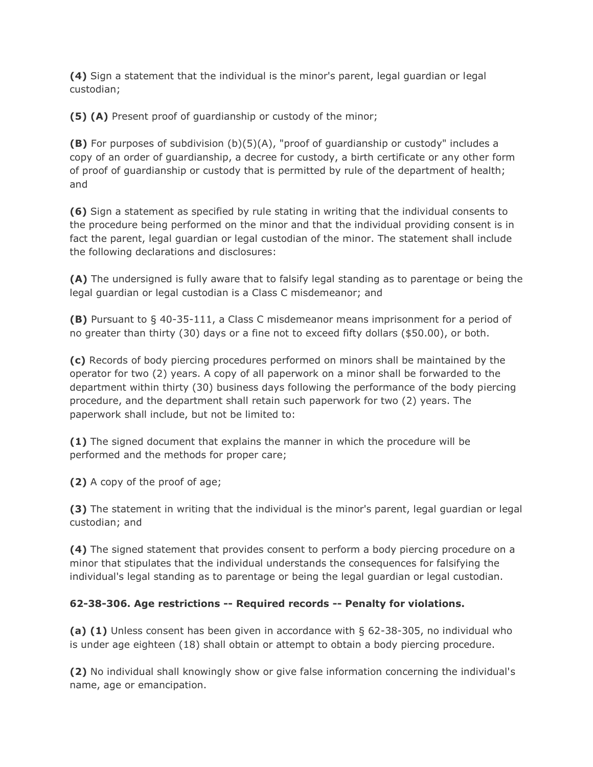**(4)** Sign a statement that the individual is the minor's parent, legal guardian or legal custodian;

**(5) (A)** Present proof of guardianship or custody of the minor;

**(B)** For purposes of subdivision (b)(5)(A), "proof of guardianship or custody" includes a copy of an order of guardianship, a decree for custody, a birth certificate or any other form of proof of guardianship or custody that is permitted by rule of the department of health; and

**(6)** Sign a statement as specified by rule stating in writing that the individual consents to the procedure being performed on the minor and that the individual providing consent is in fact the parent, legal guardian or legal custodian of the minor. The statement shall include the following declarations and disclosures:

**(A)** The undersigned is fully aware that to falsify legal standing as to parentage or being the legal guardian or legal custodian is a Class C misdemeanor; and

**(B)** Pursuant to § 40-35-111, a Class C misdemeanor means imprisonment for a period of no greater than thirty (30) days or a fine not to exceed fifty dollars ($50.00), or both.

**(c)** Records of body piercing procedures performed on minors shall be maintained by the operator for two (2) years. A copy of all paperwork on a minor shall be forwarded to the department within thirty (30) business days following the performance of the body piercing procedure, and the department shall retain such paperwork for two (2) years. The paperwork shall include, but not be limited to:

**(1)** The signed document that explains the manner in which the procedure will be performed and the methods for proper care;

**(2)** A copy of the proof of age;

**(3)** The statement in writing that the individual is the minor's parent, legal guardian or legal custodian; and

**(4)** The signed statement that provides consent to perform a body piercing procedure on a minor that stipulates that the individual understands the consequences for falsifying the individual's legal standing as to parentage or being the legal guardian or legal custodian.

**62-38-306. Age restrictions -- Required records -- Penalty for violations.**

**(a) (1)** Unless consent has been given in accordance with § 62-38-305, no individual who is under age eighteen (18) shall obtain or attempt to obtain a body piercing procedure.

**(2)** No individual shall knowingly show or give false information concerning the individual's name, age or emancipation.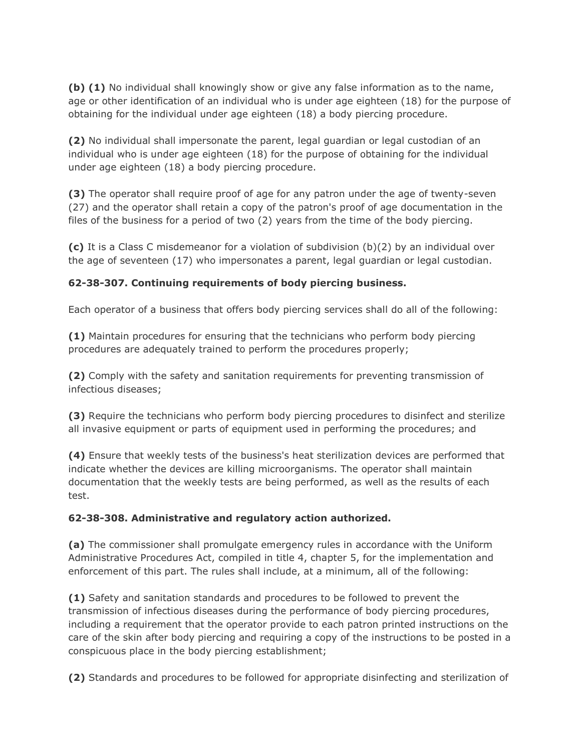**(b) (1)** No individual shall knowingly show or give any false information as to the name, age or other identification of an individual who is under age eighteen (18) for the purpose of obtaining for the individual under age eighteen (18) a body piercing procedure.

**(2)** No individual shall impersonate the parent, legal guardian or legal custodian of an individual who is under age eighteen (18) for the purpose of obtaining for the individual under age eighteen (18) a body piercing procedure.

**(3)** The operator shall require proof of age for any patron under the age of twenty-seven (27) and the operator shall retain a copy of the patron's proof of age documentation in the files of the business for a period of two (2) years from the time of the body piercing.

**(c)** It is a Class C misdemeanor for a violation of subdivision (b)(2) by an individual over the age of seventeen (17) who impersonates a parent, legal guardian or legal custodian.

**62-38-307. Continuing requirements of body piercing business.**

Each operator of a business that offers body piercing services shall do all of the following:

**(1)** Maintain procedures for ensuring that the technicians who perform body piercing procedures are adequately trained to perform the procedures properly;

**(2)** Comply with the safety and sanitation requirements for preventing transmission of infectious diseases;

**(3)** Require the technicians who perform body piercing procedures to disinfect and sterilize all invasive equipment or parts of equipment used in performing the procedures; and

**(4)** Ensure that weekly tests of the business's heat sterilization devices are performed that indicate whether the devices are killing microorganisms. The operator shall maintain documentation that the weekly tests are being performed, as well as the results of each test.

**62-38-308. Administrative and regulatory action authorized.**

**(a)** The commissioner shall promulgate emergency rules in accordance with the Uniform Administrative Procedures Act, compiled in title 4, chapter 5, for the implementation and enforcement of this part. The rules shall include, at a minimum, all of the following:

**(1)** Safety and sanitation standards and procedures to be followed to prevent the transmission of infectious diseases during the performance of body piercing procedures, including a requirement that the operator provide to each patron printed instructions on the care of the skin after body piercing and requiring a copy of the instructions to be posted in a conspicuous place in the body piercing establishment;

**(2)** Standards and procedures to be followed for appropriate disinfecting and sterilization of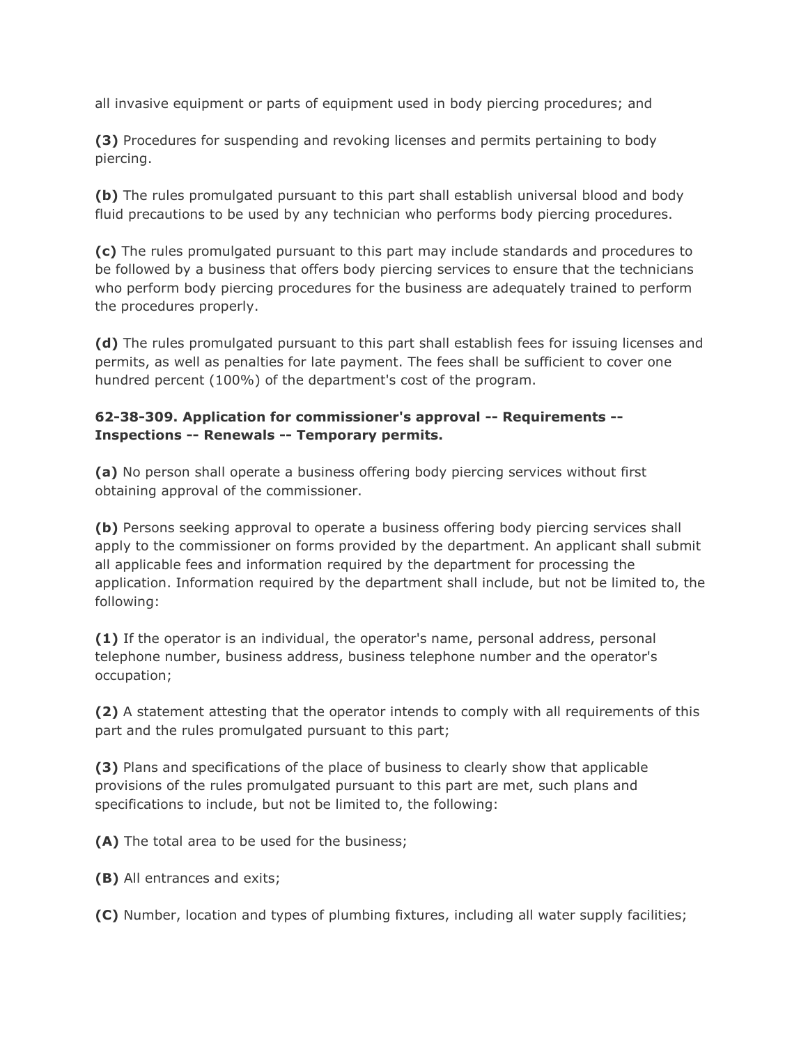all invasive equipment or parts of equipment used in body piercing procedures; and

**(3)** Procedures for suspending and revoking licenses and permits pertaining to body piercing.

**(b)** The rules promulgated pursuant to this part shall establish universal blood and body fluid precautions to be used by any technician who performs body piercing procedures.

**(c)** The rules promulgated pursuant to this part may include standards and procedures to be followed by a business that offers body piercing services to ensure that the technicians who perform body piercing procedures for the business are adequately trained to perform the procedures properly.

**(d)** The rules promulgated pursuant to this part shall establish fees for issuing licenses and permits, as well as penalties for late payment. The fees shall be sufficient to cover one hundred percent (100%) of the department's cost of the program.

**62-38-309. Application for commissioner's approval -- Requirements -- Inspections -- Renewals -- Temporary permits.**

**(a)** No person shall operate a business offering body piercing services without first obtaining approval of the commissioner.

**(b)** Persons seeking approval to operate a business offering body piercing services shall apply to the commissioner on forms provided by the department. An applicant shall submit all applicable fees and information required by the department for processing the application. Information required by the department shall include, but not be limited to, the following:

**(1)** If the operator is an individual, the operator's name, personal address, personal telephone number, business address, business telephone number and the operator's occupation;

**(2)** A statement attesting that the operator intends to comply with all requirements of this part and the rules promulgated pursuant to this part;

**(3)** Plans and specifications of the place of business to clearly show that applicable provisions of the rules promulgated pursuant to this part are met, such plans and specifications to include, but not be limited to, the following:

**(A)** The total area to be used for the business;

**(B)** All entrances and exits;

**(C)** Number, location and types of plumbing fixtures, including all water supply facilities;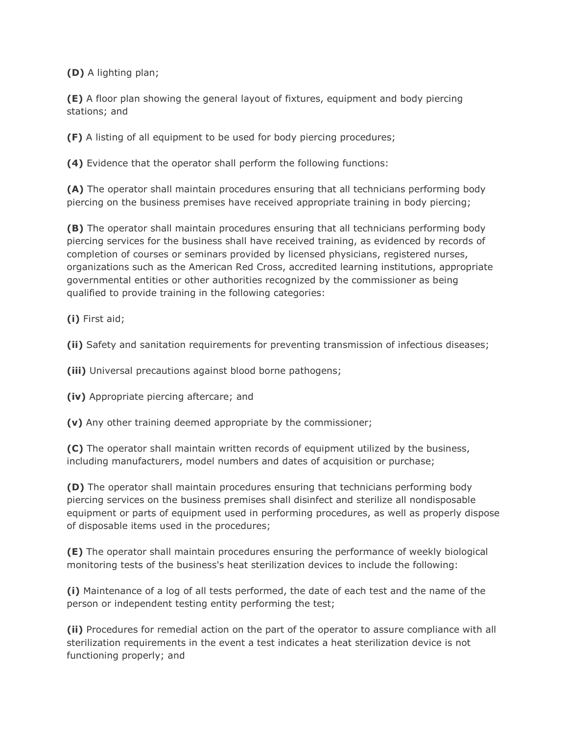**(D)** A lighting plan;

**(E)** A floor plan showing the general layout of fixtures, equipment and body piercing stations; and

**(F)** A listing of all equipment to be used for body piercing procedures;

**(4)** Evidence that the operator shall perform the following functions:

**(A)** The operator shall maintain procedures ensuring that all technicians performing body piercing on the business premises have received appropriate training in body piercing;

**(B)** The operator shall maintain procedures ensuring that all technicians performing body piercing services for the business shall have received training, as evidenced by records of completion of courses or seminars provided by licensed physicians, registered nurses, organizations such as the American Red Cross, accredited learning institutions, appropriate governmental entities or other authorities recognized by the commissioner as being qualified to provide training in the following categories:

**(i)** First aid;

**(ii)** Safety and sanitation requirements for preventing transmission of infectious diseases;

**(iii)** Universal precautions against blood borne pathogens;

**(iv)** Appropriate piercing aftercare; and

**(v)** Any other training deemed appropriate by the commissioner;

**(C)** The operator shall maintain written records of equipment utilized by the business, including manufacturers, model numbers and dates of acquisition or purchase;

**(D)** The operator shall maintain procedures ensuring that technicians performing body piercing services on the business premises shall disinfect and sterilize all nondisposable equipment or parts of equipment used in performing procedures, as well as properly dispose of disposable items used in the procedures;

**(E)** The operator shall maintain procedures ensuring the performance of weekly biological monitoring tests of the business's heat sterilization devices to include the following:

**(i)** Maintenance of a log of all tests performed, the date of each test and the name of the person or independent testing entity performing the test;

**(ii)** Procedures for remedial action on the part of the operator to assure compliance with all sterilization requirements in the event a test indicates a heat sterilization device is not functioning properly; and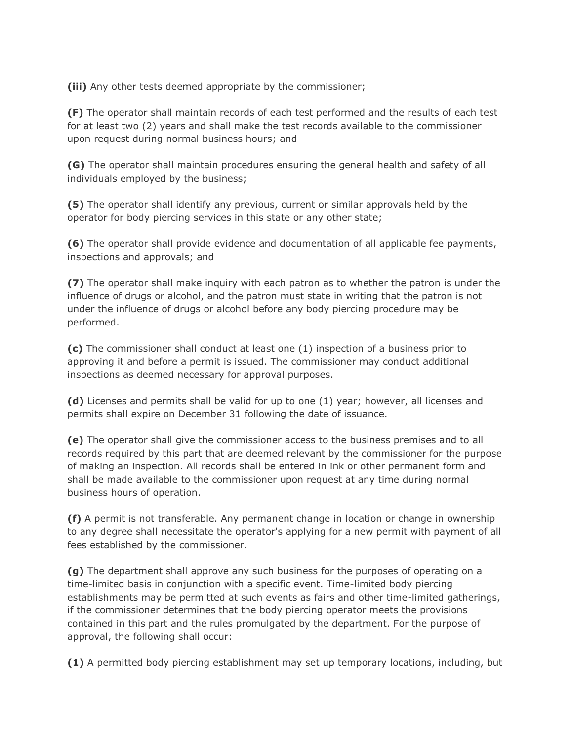**(iii)** Any other tests deemed appropriate by the commissioner;

**(F)** The operator shall maintain records of each test performed and the results of each test for at least two (2) years and shall make the test records available to the commissioner upon request during normal business hours; and

**(G)** The operator shall maintain procedures ensuring the general health and safety of all individuals employed by the business;

**(5)** The operator shall identify any previous, current or similar approvals held by the operator for body piercing services in this state or any other state;

**(6)** The operator shall provide evidence and documentation of all applicable fee payments, inspections and approvals; and

**(7)** The operator shall make inquiry with each patron as to whether the patron is under the influence of drugs or alcohol, and the patron must state in writing that the patron is not under the influence of drugs or alcohol before any body piercing procedure may be performed.

**(c)** The commissioner shall conduct at least one (1) inspection of a business prior to approving it and before a permit is issued. The commissioner may conduct additional inspections as deemed necessary for approval purposes.

**(d)** Licenses and permits shall be valid for up to one (1) year; however, all licenses and permits shall expire on December 31 following the date of issuance.

**(e)** The operator shall give the commissioner access to the business premises and to all records required by this part that are deemed relevant by the commissioner for the purpose of making an inspection. All records shall be entered in ink or other permanent form and shall be made available to the commissioner upon request at any time during normal business hours of operation.

**(f)** A permit is not transferable. Any permanent change in location or change in ownership to any degree shall necessitate the operator's applying for a new permit with payment of all fees established by the commissioner.

**(g)** The department shall approve any such business for the purposes of operating on a time-limited basis in conjunction with a specific event. Time-limited body piercing establishments may be permitted at such events as fairs and other time-limited gatherings, if the commissioner determines that the body piercing operator meets the provisions contained in this part and the rules promulgated by the department. For the purpose of approval, the following shall occur:

**(1)** A permitted body piercing establishment may set up temporary locations, including, but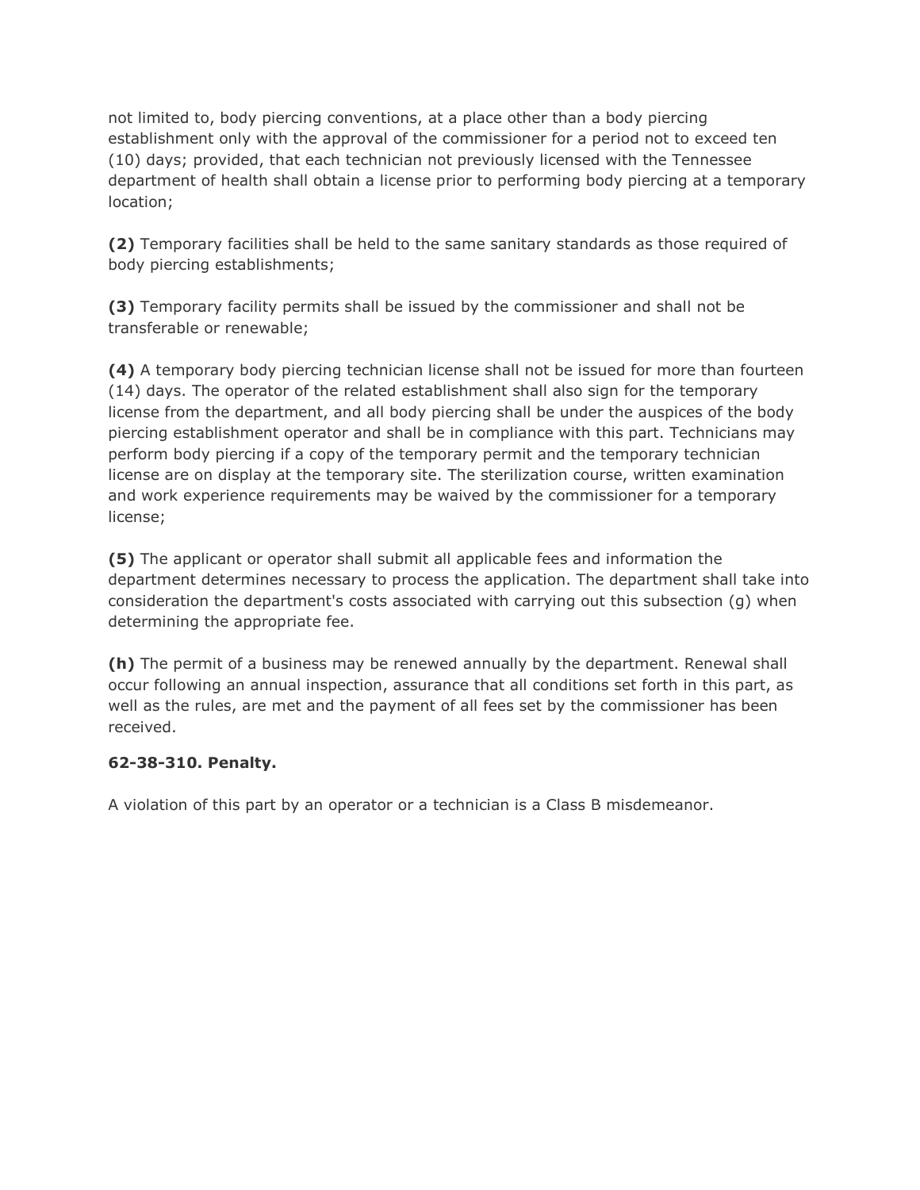not limited to, body piercing conventions, at a place other than a body piercing establishment only with the approval of the commissioner for a period not to exceed ten (10) days; provided, that each technician not previously licensed with the Tennessee department of health shall obtain a license prior to performing body piercing at a temporary location;

**(2)** Temporary facilities shall be held to the same sanitary standards as those required of body piercing establishments;

**(3)** Temporary facility permits shall be issued by the commissioner and shall not be transferable or renewable;

**(4)** A temporary body piercing technician license shall not be issued for more than fourteen (14) days. The operator of the related establishment shall also sign for the temporary license from the department, and all body piercing shall be under the auspices of the body piercing establishment operator and shall be in compliance with this part. Technicians may perform body piercing if a copy of the temporary permit and the temporary technician license are on display at the temporary site. The sterilization course, written examination and work experience requirements may be waived by the commissioner for a temporary license;

**(5)** The applicant or operator shall submit all applicable fees and information the department determines necessary to process the application. The department shall take into consideration the department's costs associated with carrying out this subsection (g) when determining the appropriate fee.

**(h)** The permit of a business may be renewed annually by the department. Renewal shall occur following an annual inspection, assurance that all conditions set forth in this part, as well as the rules, are met and the payment of all fees set by the commissioner has been received.

**62-38-310. Penalty.**

A violation of this part by an operator or a technician is a Class B misdemeanor.